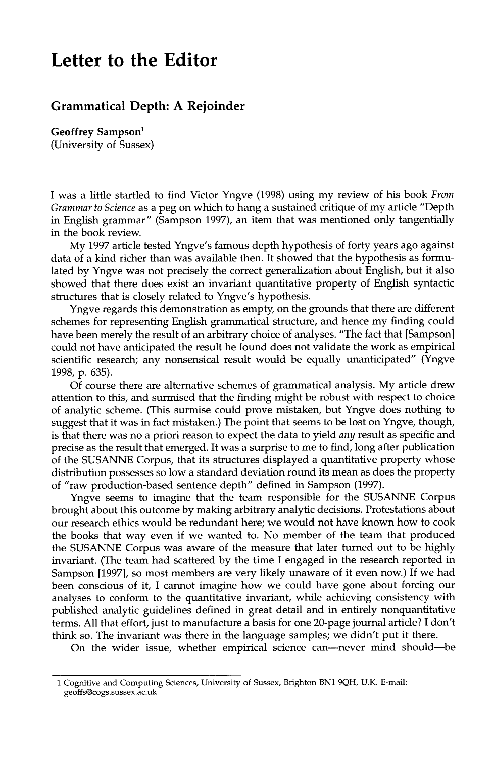# Letter to the Editor

## Grammatical Depth: A Rejoinder

**Geoffrey Sampson**[1]
(University of Sussex)

I was a little startled to find Victor Yngve (1998) using my review of his book *From Grammar to Science* as a peg on which to hang a sustained critique of my article "Depth in English grammar" (Sampson 1997), an item that was mentioned only tangentially in the book review.

My 1997 article tested Yngve's famous depth hypothesis of forty years ago against data of a kind richer than was available then. It showed that the hypothesis as formulated by Yngve was not precisely the correct generalization about English, but it also showed that there does exist an invariant quantitative property of English syntactic structures that is closely related to Yngve's hypothesis.

Yngve regards this demonstration as empty, on the grounds that there are different schemes for representing English grammatical structure, and hence my finding could have been merely the result of an arbitrary choice of analyses. "The fact that [Sampson] could not have anticipated the result he found does not validate the work as empirical scientific research; any nonsensical result would be equally unanticipated" (Yngve 1998, p. 635).

Of course there are alternative schemes of grammatical analysis. My article drew attention to this, and surmised that the finding might be robust with respect to choice of analytic scheme. (This surmise could prove mistaken, but Yngve does nothing to suggest that it was in fact mistaken.) The point that seems to be lost on Yngve, though, is that there was no a priori reason to expect the data to yield *any* result as specific and precise as the result that emerged. It was a surprise to me to find, long after publication of the SUSANNE Corpus, that its structures displayed a quantitative property whose distribution possesses so low a standard deviation round its mean as does the property of "raw production-based sentence depth" defined in Sampson (1997).

Yngve seems to imagine that the team responsible for the SUSANNE Corpus brought about this outcome by making arbitrary analytic decisions. Protestations about our research ethics would be redundant here; we would not have known how to cook the books that way even if we wanted to. No member of the team that produced the SUSANNE Corpus was aware of the measure that later turned out to be highly invariant. (The team had scattered by the time I engaged in the research reported in Sampson [1997], so most members are very likely unaware of it even now.) If we had been conscious of it, I cannot imagine how we could have gone about forcing our analyses to conform to the quantitative invariant, while achieving consistency with published analytic guidelines defined in great detail and in entirely nonquantitative terms. All that effort, just to manufacture a basis for one 20-page journal article? I don't think so. The invariant was there in the language samples; we didn't put it there.

On the wider issue, whether empirical science can—never mind should—be

---

[1] Cognitive and Computing Sciences, University of Sussex, Brighton BN1 9QH, U.K. E-mail: geoffs@cogs.sussex.ac.uk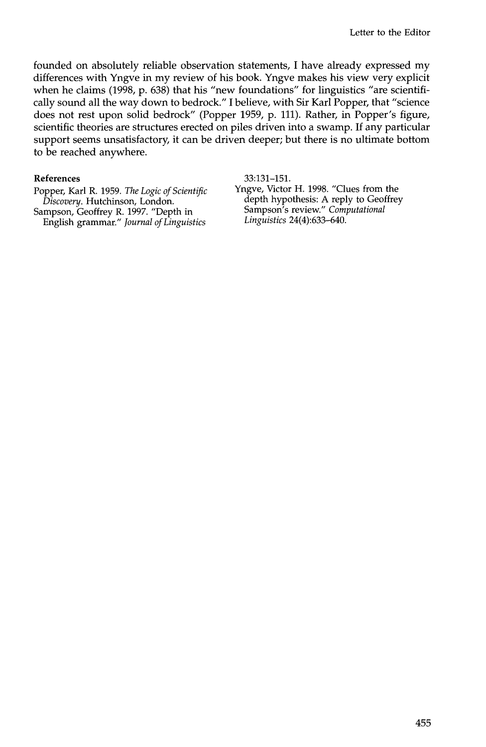founded on absolutely reliable observation statements, I have already expressed my differences with Yngve in my review of his book. Yngve makes his view very explicit when he claims (1998, p. 638) that his "new foundations" for linguistics "are scientifically sound all the way down to bedrock." I believe, with Sir Karl Popper, that "science does not rest upon solid bedrock" (Popper 1959, p. 111). Rather, in Popper's figure, scientific theories are structures erected on piles driven into a swamp. If any particular support seems unsatisfactory, it can be driven deeper; but there is no ultimate bottom to be reached anywhere.

**References**

Popper, Karl R. 1959. *The Logic of Scientific Discovery*. Hutchinson, London.

Sampson, Geoffrey R. 1997. "Depth in English grammar." *Journal of Linguistics* 33:131–151.

Yngve, Victor H. 1998. "Clues from the depth hypothesis: A reply to Geoffrey Sampson's review." *Computational Linguistics* 24(4):633–640.